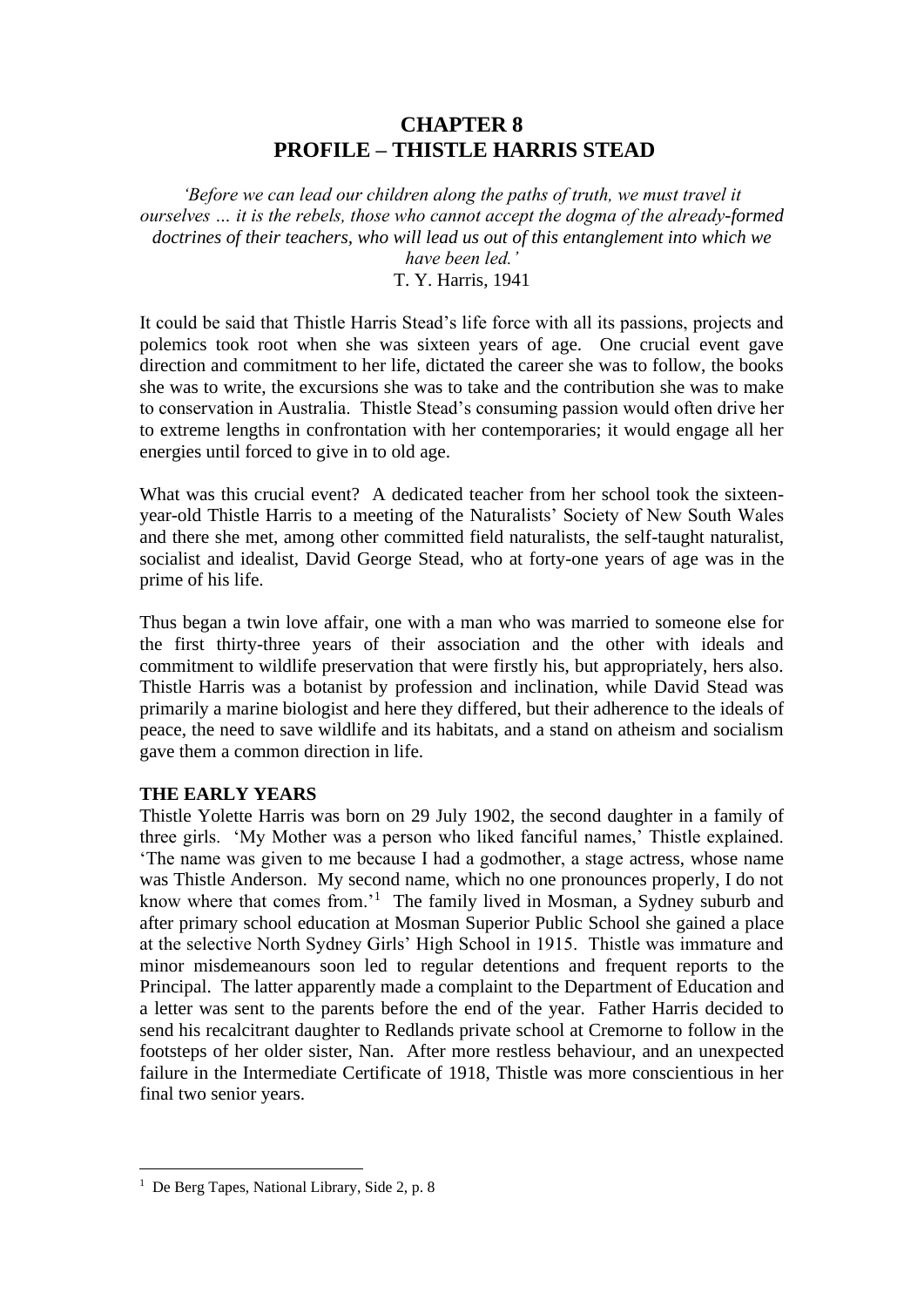# CHAPTER 8
# PROFILE – THISTLE HARRIS STEAD

*'Before we can lead our children along the paths of truth, we must travel it ourselves … it is the rebels, those who cannot accept the dogma of the already-formed doctrines of their teachers, who will lead us out of this entanglement into which we have been led.'*

T. Y. Harris, 1941

It could be said that Thistle Harris Stead's life force with all its passions, projects and polemics took root when she was sixteen years of age. One crucial event gave direction and commitment to her life, dictated the career she was to follow, the books she was to write, the excursions she was to take and the contribution she was to make to conservation in Australia. Thistle Stead's consuming passion would often drive her to extreme lengths in confrontation with her contemporaries; it would engage all her energies until forced to give in to old age.

What was this crucial event? A dedicated teacher from her school took the sixteen-year-old Thistle Harris to a meeting of the Naturalists' Society of New South Wales and there she met, among other committed field naturalists, the self-taught naturalist, socialist and idealist, David George Stead, who at forty-one years of age was in the prime of his life.

Thus began a twin love affair, one with a man who was married to someone else for the first thirty-three years of their association and the other with ideals and commitment to wildlife preservation that were firstly his, but appropriately, hers also. Thistle Harris was a botanist by profession and inclination, while David Stead was primarily a marine biologist and here they differed, but their adherence to the ideals of peace, the need to save wildlife and its habitats, and a stand on atheism and socialism gave them a common direction in life.

## THE EARLY YEARS

Thistle Yolette Harris was born on 29 July 1902, the second daughter in a family of three girls. 'My Mother was a person who liked fanciful names,' Thistle explained. 'The name was given to me because I had a godmother, a stage actress, whose name was Thistle Anderson. My second name, which no one pronounces properly, I do not know where that comes from.'[1] The family lived in Mosman, a Sydney suburb and after primary school education at Mosman Superior Public School she gained a place at the selective North Sydney Girls' High School in 1915. Thistle was immature and minor misdemeanours soon led to regular detentions and frequent reports to the Principal. The latter apparently made a complaint to the Department of Education and a letter was sent to the parents before the end of the year. Father Harris decided to send his recalcitrant daughter to Redlands private school at Cremorne to follow in the footsteps of her older sister, Nan. After more restless behaviour, and an unexpected failure in the Intermediate Certificate of 1918, Thistle was more conscientious in her final two senior years.

---

[1] De Berg Tapes, National Library, Side 2, p. 8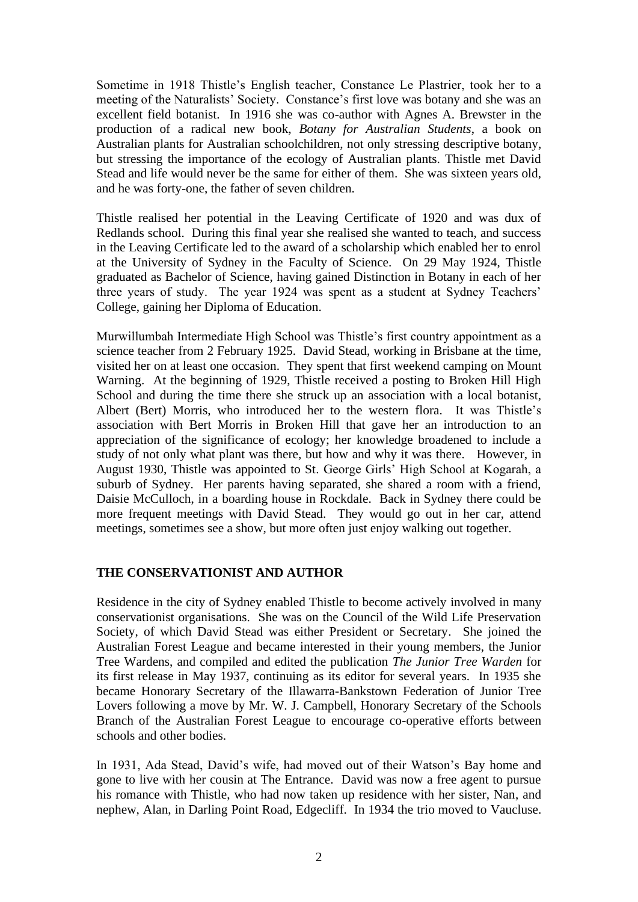Sometime in 1918 Thistle's English teacher, Constance Le Plastrier, took her to a meeting of the Naturalists' Society. Constance's first love was botany and she was an excellent field botanist. In 1916 she was co-author with Agnes A. Brewster in the production of a radical new book, *Botany for Australian Students*, a book on Australian plants for Australian schoolchildren, not only stressing descriptive botany, but stressing the importance of the ecology of Australian plants. Thistle met David Stead and life would never be the same for either of them. She was sixteen years old, and he was forty-one, the father of seven children.

Thistle realised her potential in the Leaving Certificate of 1920 and was dux of Redlands school. During this final year she realised she wanted to teach, and success in the Leaving Certificate led to the award of a scholarship which enabled her to enrol at the University of Sydney in the Faculty of Science. On 29 May 1924, Thistle graduated as Bachelor of Science, having gained Distinction in Botany in each of her three years of study. The year 1924 was spent as a student at Sydney Teachers' College, gaining her Diploma of Education.

Murwillumbah Intermediate High School was Thistle's first country appointment as a science teacher from 2 February 1925. David Stead, working in Brisbane at the time, visited her on at least one occasion. They spent that first weekend camping on Mount Warning. At the beginning of 1929, Thistle received a posting to Broken Hill High School and during the time there she struck up an association with a local botanist, Albert (Bert) Morris, who introduced her to the western flora. It was Thistle's association with Bert Morris in Broken Hill that gave her an introduction to an appreciation of the significance of ecology; her knowledge broadened to include a study of not only what plant was there, but how and why it was there. However, in August 1930, Thistle was appointed to St. George Girls' High School at Kogarah, a suburb of Sydney. Her parents having separated, she shared a room with a friend, Daisie McCulloch, in a boarding house in Rockdale. Back in Sydney there could be more frequent meetings with David Stead. They would go out in her car, attend meetings, sometimes see a show, but more often just enjoy walking out together.

## THE CONSERVATIONIST AND AUTHOR

Residence in the city of Sydney enabled Thistle to become actively involved in many conservationist organisations. She was on the Council of the Wild Life Preservation Society, of which David Stead was either President or Secretary. She joined the Australian Forest League and became interested in their young members, the Junior Tree Wardens, and compiled and edited the publication *The Junior Tree Warden* for its first release in May 1937, continuing as its editor for several years. In 1935 she became Honorary Secretary of the Illawarra-Bankstown Federation of Junior Tree Lovers following a move by Mr. W. J. Campbell, Honorary Secretary of the Schools Branch of the Australian Forest League to encourage co-operative efforts between schools and other bodies.

In 1931, Ada Stead, David's wife, had moved out of their Watson's Bay home and gone to live with her cousin at The Entrance. David was now a free agent to pursue his romance with Thistle, who had now taken up residence with her sister, Nan, and nephew, Alan, in Darling Point Road, Edgecliff. In 1934 the trio moved to Vaucluse.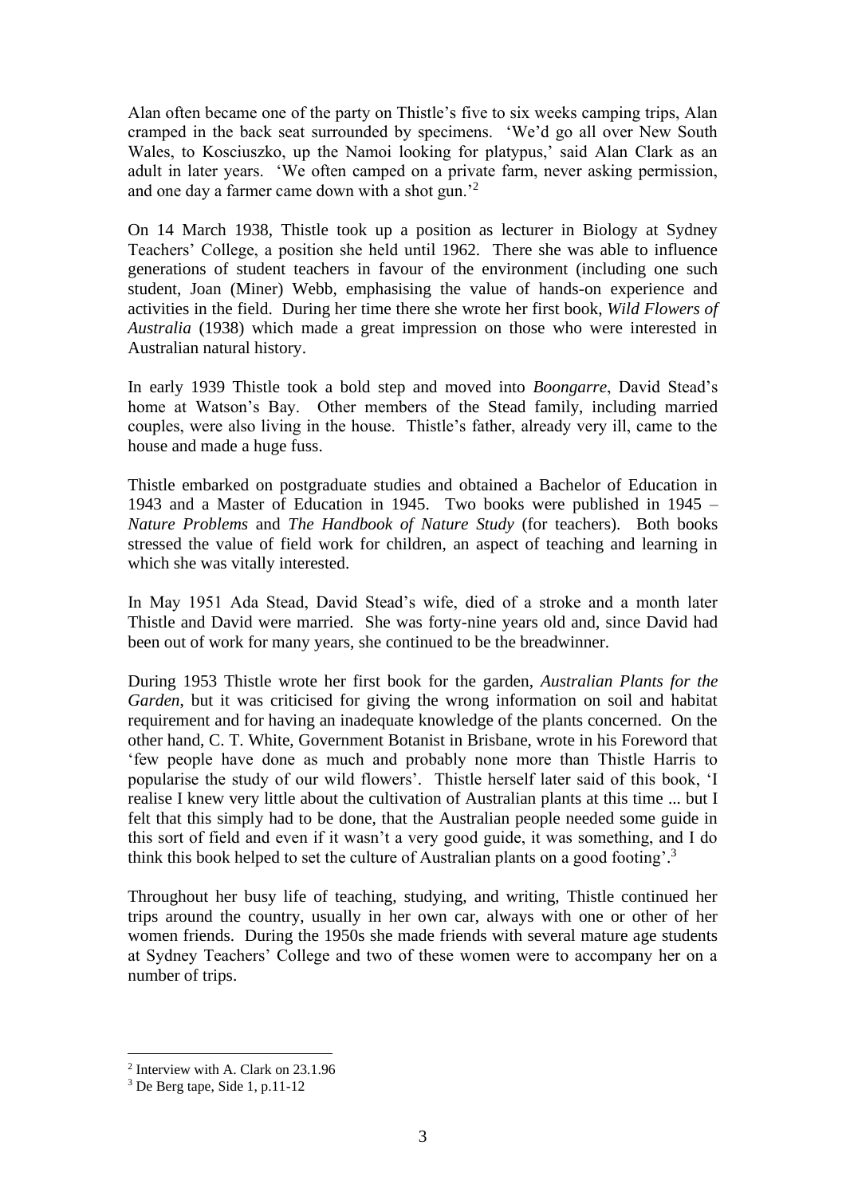Alan often became one of the party on Thistle's five to six weeks camping trips, Alan cramped in the back seat surrounded by specimens. 'We'd go all over New South Wales, to Kosciuszko, up the Namoi looking for platypus,' said Alan Clark as an adult in later years. 'We often camped on a private farm, never asking permission, and one day a farmer came down with a shot gun.'[2]

On 14 March 1938, Thistle took up a position as lecturer in Biology at Sydney Teachers' College, a position she held until 1962. There she was able to influence generations of student teachers in favour of the environment (including one such student, Joan (Miner) Webb, emphasising the value of hands-on experience and activities in the field. During her time there she wrote her first book, *Wild Flowers of Australia* (1938) which made a great impression on those who were interested in Australian natural history.

In early 1939 Thistle took a bold step and moved into *Boongarre*, David Stead's home at Watson's Bay. Other members of the Stead family, including married couples, were also living in the house. Thistle's father, already very ill, came to the house and made a huge fuss.

Thistle embarked on postgraduate studies and obtained a Bachelor of Education in 1943 and a Master of Education in 1945. Two books were published in 1945 – *Nature Problems* and *The Handbook of Nature Study* (for teachers). Both books stressed the value of field work for children, an aspect of teaching and learning in which she was vitally interested.

In May 1951 Ada Stead, David Stead's wife, died of a stroke and a month later Thistle and David were married. She was forty-nine years old and, since David had been out of work for many years, she continued to be the breadwinner.

During 1953 Thistle wrote her first book for the garden, *Australian Plants for the Garden*, but it was criticised for giving the wrong information on soil and habitat requirement and for having an inadequate knowledge of the plants concerned. On the other hand, C. T. White, Government Botanist in Brisbane, wrote in his Foreword that 'few people have done as much and probably none more than Thistle Harris to popularise the study of our wild flowers'. Thistle herself later said of this book, 'I realise I knew very little about the cultivation of Australian plants at this time ... but I felt that this simply had to be done, that the Australian people needed some guide in this sort of field and even if it wasn't a very good guide, it was something, and I do think this book helped to set the culture of Australian plants on a good footing'.[3]

Throughout her busy life of teaching, studying, and writing, Thistle continued her trips around the country, usually in her own car, always with one or other of her women friends. During the 1950s she made friends with several mature age students at Sydney Teachers' College and two of these women were to accompany her on a number of trips.

[2] Interview with A. Clark on 23.1.96

[3] De Berg tape, Side 1, p.11-12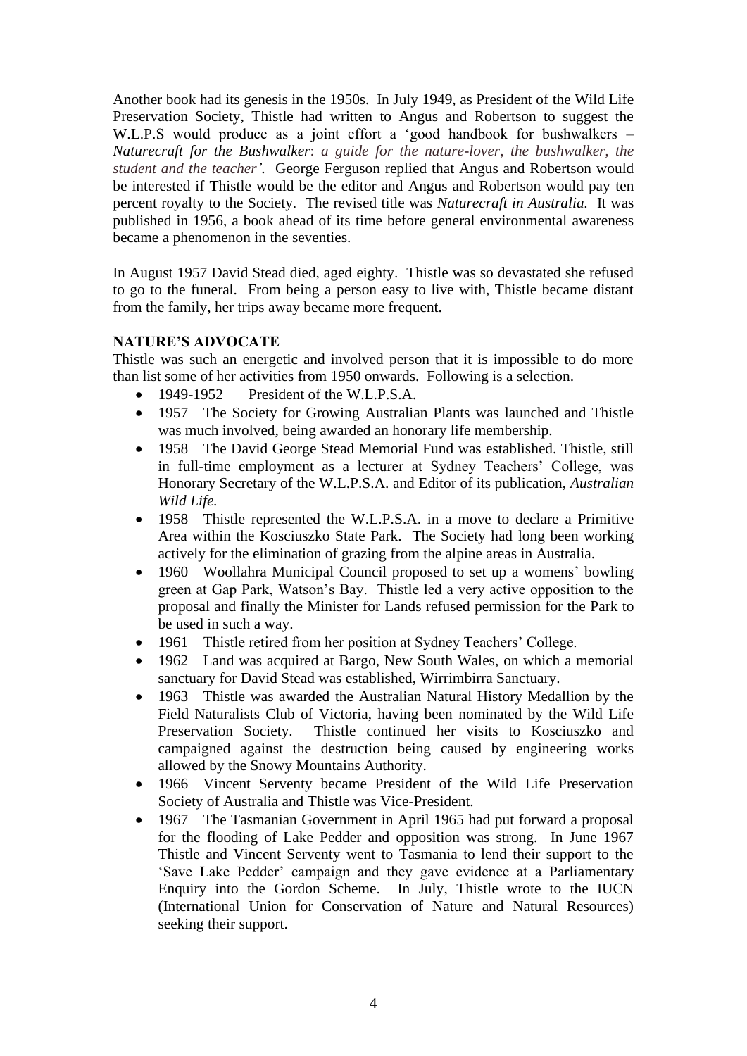Another book had its genesis in the 1950s. In July 1949, as President of the Wild Life Preservation Society, Thistle had written to Angus and Robertson to suggest the W.L.P.S would produce as a joint effort a 'good handbook for bushwalkers – *Naturecraft for the Bushwalker*: *a guide for the nature-lover, the bushwalker, the student and the teacher'.* George Ferguson replied that Angus and Robertson would be interested if Thistle would be the editor and Angus and Robertson would pay ten percent royalty to the Society. The revised title was *Naturecraft in Australia.* It was published in 1956, a book ahead of its time before general environmental awareness became a phenomenon in the seventies.

In August 1957 David Stead died, aged eighty. Thistle was so devastated she refused to go to the funeral. From being a person easy to live with, Thistle became distant from the family, her trips away became more frequent.

**NATURE'S ADVOCATE**

Thistle was such an energetic and involved person that it is impossible to do more than list some of her activities from 1950 onwards. Following is a selection.

- 1949-1952 President of the W.L.P.S.A.
- 1957 The Society for Growing Australian Plants was launched and Thistle was much involved, being awarded an honorary life membership.
- 1958 The David George Stead Memorial Fund was established. Thistle, still in full-time employment as a lecturer at Sydney Teachers' College, was Honorary Secretary of the W.L.P.S.A. and Editor of its publication, *Australian Wild Life.*
- 1958 Thistle represented the W.L.P.S.A. in a move to declare a Primitive Area within the Kosciuszko State Park. The Society had long been working actively for the elimination of grazing from the alpine areas in Australia.
- 1960 Woollahra Municipal Council proposed to set up a womens' bowling green at Gap Park, Watson's Bay. Thistle led a very active opposition to the proposal and finally the Minister for Lands refused permission for the Park to be used in such a way.
- 1961 Thistle retired from her position at Sydney Teachers' College.
- 1962 Land was acquired at Bargo, New South Wales, on which a memorial sanctuary for David Stead was established, Wirrimbirra Sanctuary.
- 1963 Thistle was awarded the Australian Natural History Medallion by the Field Naturalists Club of Victoria, having been nominated by the Wild Life Preservation Society. Thistle continued her visits to Kosciuszko and campaigned against the destruction being caused by engineering works allowed by the Snowy Mountains Authority.
- 1966 Vincent Serventy became President of the Wild Life Preservation Society of Australia and Thistle was Vice-President.
- 1967 The Tasmanian Government in April 1965 had put forward a proposal for the flooding of Lake Pedder and opposition was strong. In June 1967 Thistle and Vincent Serventy went to Tasmania to lend their support to the 'Save Lake Pedder' campaign and they gave evidence at a Parliamentary Enquiry into the Gordon Scheme. In July, Thistle wrote to the IUCN (International Union for Conservation of Nature and Natural Resources) seeking their support.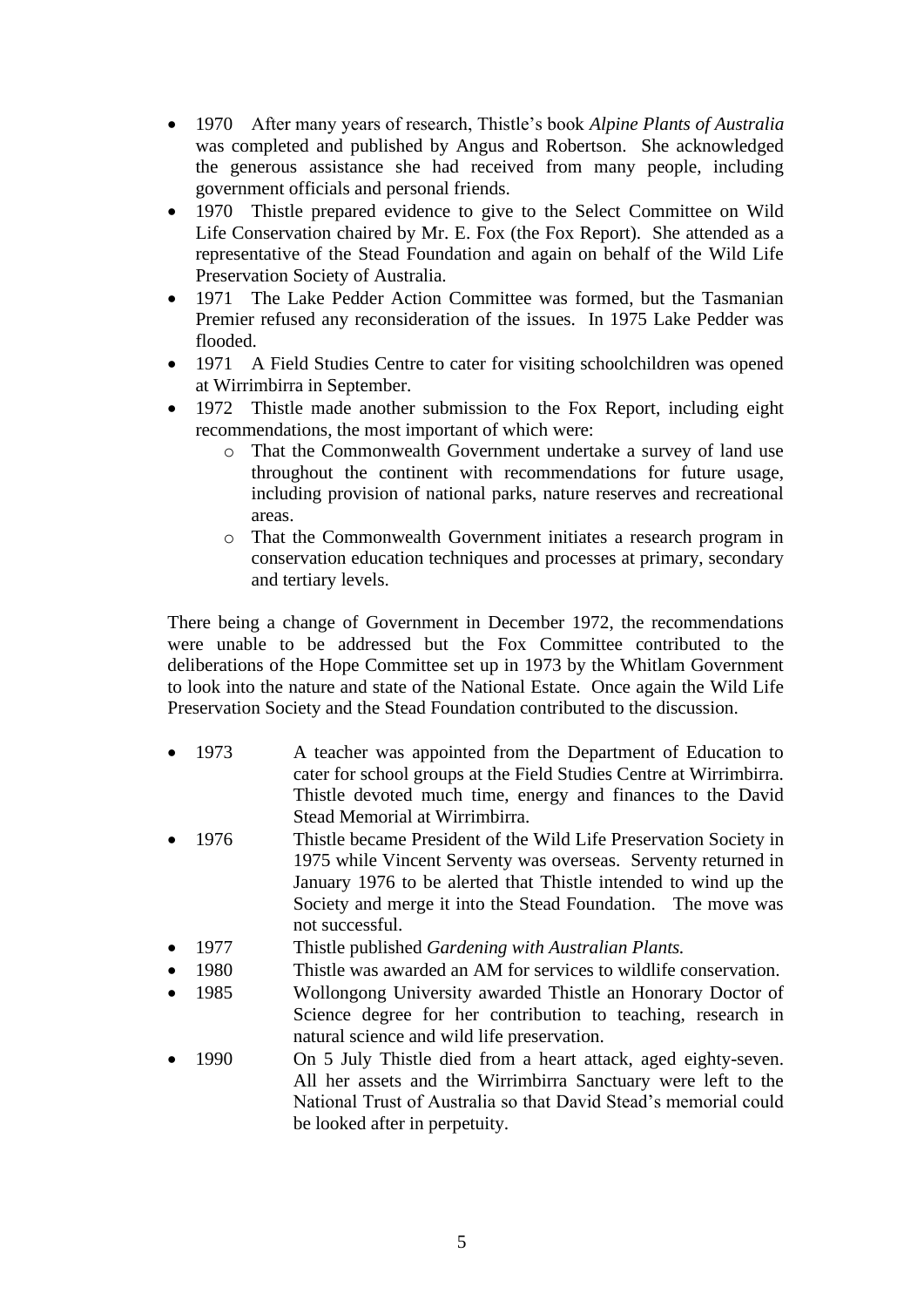- 1970 After many years of research, Thistle's book *Alpine Plants of Australia* was completed and published by Angus and Robertson. She acknowledged the generous assistance she had received from many people, including government officials and personal friends.
- 1970 Thistle prepared evidence to give to the Select Committee on Wild Life Conservation chaired by Mr. E. Fox (the Fox Report). She attended as a representative of the Stead Foundation and again on behalf of the Wild Life Preservation Society of Australia.
- 1971 The Lake Pedder Action Committee was formed, but the Tasmanian Premier refused any reconsideration of the issues. In 1975 Lake Pedder was flooded.
- 1971 A Field Studies Centre to cater for visiting schoolchildren was opened at Wirrimbirra in September.
- 1972 Thistle made another submission to the Fox Report, including eight recommendations, the most important of which were:
    - That the Commonwealth Government undertake a survey of land use throughout the continent with recommendations for future usage, including provision of national parks, nature reserves and recreational areas.
    - That the Commonwealth Government initiates a research program in conservation education techniques and processes at primary, secondary and tertiary levels.

There being a change of Government in December 1972, the recommendations were unable to be addressed but the Fox Committee contributed to the deliberations of the Hope Committee set up in 1973 by the Whitlam Government to look into the nature and state of the National Estate. Once again the Wild Life Preservation Society and the Stead Foundation contributed to the discussion.

- 1973 A teacher was appointed from the Department of Education to cater for school groups at the Field Studies Centre at Wirrimbirra. Thistle devoted much time, energy and finances to the David Stead Memorial at Wirrimbirra.
- 1976 Thistle became President of the Wild Life Preservation Society in 1975 while Vincent Serventy was overseas. Serventy returned in January 1976 to be alerted that Thistle intended to wind up the Society and merge it into the Stead Foundation. The move was not successful.
- 1977 Thistle published *Gardening with Australian Plants.*
- 1980 Thistle was awarded an AM for services to wildlife conservation.
- 1985 Wollongong University awarded Thistle an Honorary Doctor of Science degree for her contribution to teaching, research in natural science and wild life preservation.
- 1990 On 5 July Thistle died from a heart attack, aged eighty-seven. All her assets and the Wirrimbirra Sanctuary were left to the National Trust of Australia so that David Stead's memorial could be looked after in perpetuity.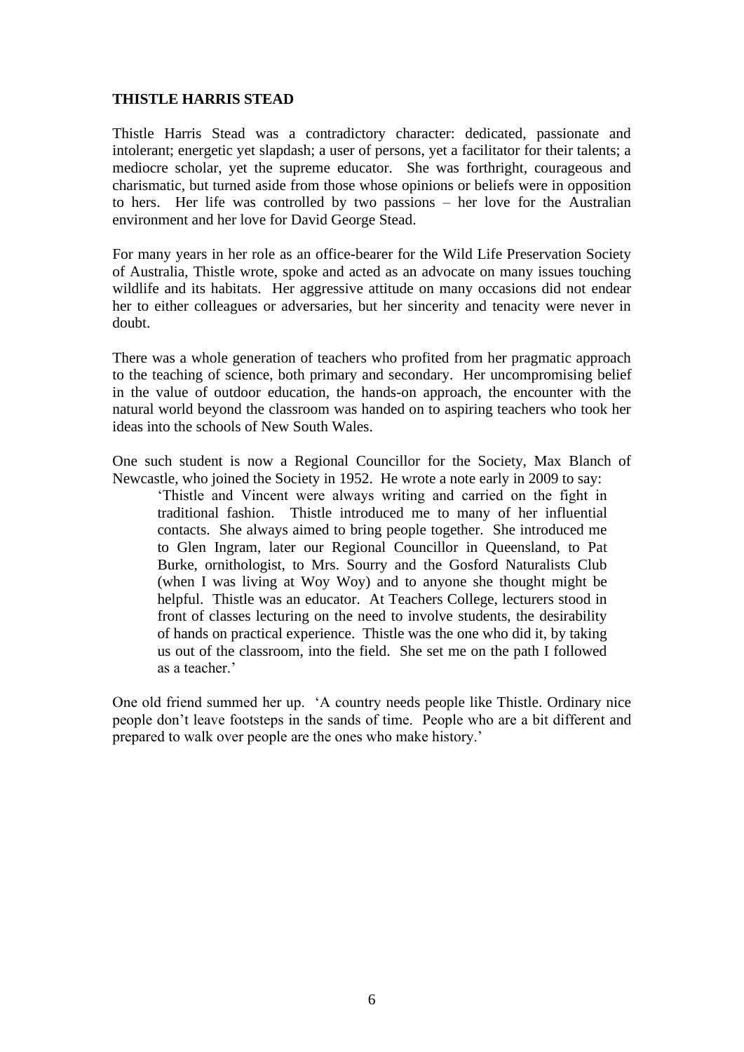**THISTLE HARRIS STEAD**

Thistle Harris Stead was a contradictory character: dedicated, passionate and intolerant; energetic yet slapdash; a user of persons, yet a facilitator for their talents; a mediocre scholar, yet the supreme educator. She was forthright, courageous and charismatic, but turned aside from those whose opinions or beliefs were in opposition to hers. Her life was controlled by two passions – her love for the Australian environment and her love for David George Stead.

For many years in her role as an office-bearer for the Wild Life Preservation Society of Australia, Thistle wrote, spoke and acted as an advocate on many issues touching wildlife and its habitats. Her aggressive attitude on many occasions did not endear her to either colleagues or adversaries, but her sincerity and tenacity were never in doubt.

There was a whole generation of teachers who profited from her pragmatic approach to the teaching of science, both primary and secondary. Her uncompromising belief in the value of outdoor education, the hands-on approach, the encounter with the natural world beyond the classroom was handed on to aspiring teachers who took her ideas into the schools of New South Wales.

One such student is now a Regional Councillor for the Society, Max Blanch of Newcastle, who joined the Society in 1952. He wrote a note early in 2009 to say:

> 'Thistle and Vincent were always writing and carried on the fight in traditional fashion. Thistle introduced me to many of her influential contacts. She always aimed to bring people together. She introduced me to Glen Ingram, later our Regional Councillor in Queensland, to Pat Burke, ornithologist, to Mrs. Sourry and the Gosford Naturalists Club (when I was living at Woy Woy) and to anyone she thought might be helpful. Thistle was an educator. At Teachers College, lecturers stood in front of classes lecturing on the need to involve students, the desirability of hands on practical experience. Thistle was the one who did it, by taking us out of the classroom, into the field. She set me on the path I followed as a teacher.'

One old friend summed her up. 'A country needs people like Thistle. Ordinary nice people don't leave footsteps in the sands of time. People who are a bit different and prepared to walk over people are the ones who make history.'